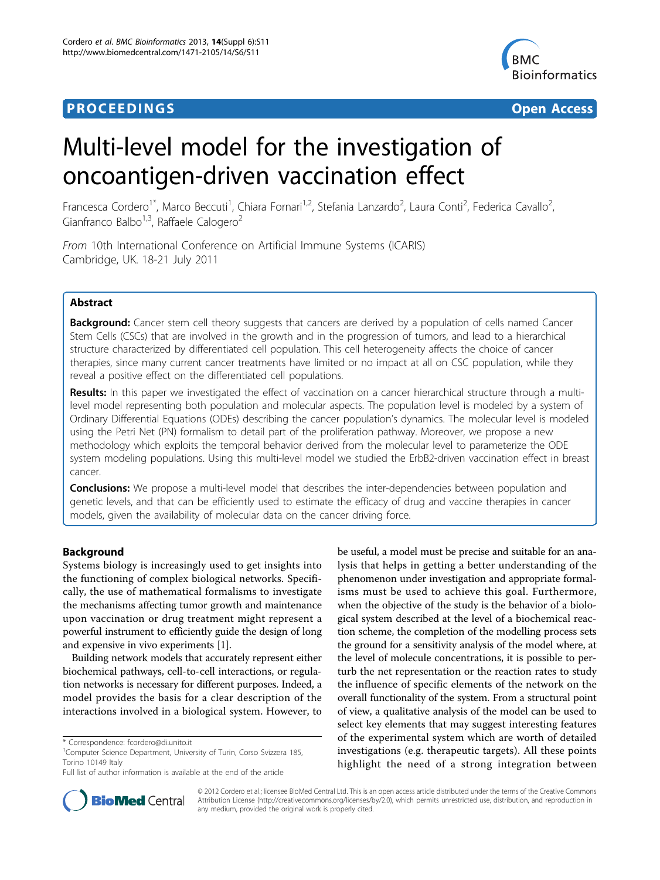PROCEEDINGS

Open Access

# Multi-level model for the investigation of oncoantigen-driven vaccination effect

Francesca Cordero[1*], Marco Beccuti[1], Chiara Fornari[1,2], Stefania Lanzardo[2], Laura Conti[2], Federica Cavallo[2], Gianfranco Balbo[1,3], Raffaele Calogero[2]

*From* 10th International Conference on Artificial Immune Systems (ICARIS)
Cambridge, UK. 18-21 July 2011

## Abstract

**Background:** Cancer stem cell theory suggests that cancers are derived by a population of cells named Cancer Stem Cells (CSCs) that are involved in the growth and in the progression of tumors, and lead to a hierarchical structure characterized by differentiated cell population. This cell heterogeneity affects the choice of cancer therapies, since many current cancer treatments have limited or no impact at all on CSC population, while they reveal a positive effect on the differentiated cell populations.

**Results:** In this paper we investigated the effect of vaccination on a cancer hierarchical structure through a multi-level model representing both population and molecular aspects. The population level is modeled by a system of Ordinary Differential Equations (ODEs) describing the cancer population's dynamics. The molecular level is modeled using the Petri Net (PN) formalism to detail part of the proliferation pathway. Moreover, we propose a new methodology which exploits the temporal behavior derived from the molecular level to parameterize the ODE system modeling populations. Using this multi-level model we studied the ErbB2-driven vaccination effect in breast cancer.

**Conclusions:** We propose a multi-level model that describes the inter-dependencies between population and genetic levels, and that can be efficiently used to estimate the efficacy of drug and vaccine therapies in cancer models, given the availability of molecular data on the cancer driving force.

## Background

Systems biology is increasingly used to get insights into the functioning of complex biological networks. Specifically, the use of mathematical formalisms to investigate the mechanisms affecting tumor growth and maintenance upon vaccination or drug treatment might represent a powerful instrument to efficiently guide the design of long and expensive in vivo experiments [1].

Building network models that accurately represent either biochemical pathways, cell-to-cell interactions, or regulation networks is necessary for different purposes. Indeed, a model provides the basis for a clear description of the interactions involved in a biological system. However, to be useful, a model must be precise and suitable for an analysis that helps in getting a better understanding of the phenomenon under investigation and appropriate formalisms must be used to achieve this goal. Furthermore, when the objective of the study is the behavior of a biological system described at the level of a biochemical reaction scheme, the completion of the modelling process sets the ground for a sensitivity analysis of the model where, at the level of molecule concentrations, it is possible to perturb the net representation or the reaction rates to study the influence of specific elements of the network on the overall functionality of the system. From a structural point of view, a qualitative analysis of the model can be used to select key elements that may suggest interesting features of the experimental system which are worth of detailed investigations (e.g. therapeutic targets). All these points highlight the need of a strong integration between

\* Correspondence: fcordero@di.unito.it
[1]Computer Science Department, University of Turin, Corso Svizzera 185, Torino 10149 Italy
Full list of author information is available at the end of the article

© 2012 Cordero et al.; licensee BioMed Central Ltd. This is an open access article distributed under the terms of the Creative Commons Attribution License (http://creativecommons.org/licenses/by/2.0), which permits unrestricted use, distribution, and reproduction in any medium, provided the original work is properly cited.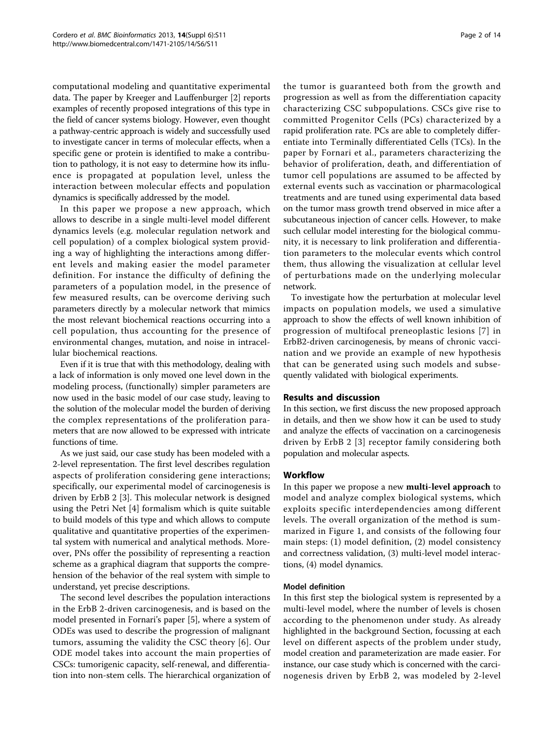computational modeling and quantitative experimental data. The paper by Kreeger and Lauffenburger [2] reports examples of recently proposed integrations of this type in the field of cancer systems biology. However, even thought a pathway-centric approach is widely and successfully used to investigate cancer in terms of molecular effects, when a specific gene or protein is identified to make a contribution to pathology, it is not easy to determine how its influence is propagated at population level, unless the interaction between molecular effects and population dynamics is specifically addressed by the model.

In this paper we propose a new approach, which allows to describe in a single multi-level model different dynamics levels (e.g. molecular regulation network and cell population) of a complex biological system providing a way of highlighting the interactions among different levels and making easier the model parameter definition. For instance the difficulty of defining the parameters of a population model, in the presence of few measured results, can be overcome deriving such parameters directly by a molecular network that mimics the most relevant biochemical reactions occurring into a cell population, thus accounting for the presence of environmental changes, mutation, and noise in intracellular biochemical reactions.

Even if it is true that with this methodology, dealing with a lack of information is only moved one level down in the modeling process, (functionally) simpler parameters are now used in the basic model of our case study, leaving to the solution of the molecular model the burden of deriving the complex representations of the proliferation parameters that are now allowed to be expressed with intricate functions of time.

As we just said, our case study has been modeled with a 2-level representation. The first level describes regulation aspects of proliferation considering gene interactions; specifically, our experimental model of carcinogenesis is driven by ErbB 2 [3]. This molecular network is designed using the Petri Net [4] formalism which is quite suitable to build models of this type and which allows to compute qualitative and quantitative properties of the experimental system with numerical and analytical methods. Moreover, PNs offer the possibility of representing a reaction scheme as a graphical diagram that supports the comprehension of the behavior of the real system with simple to understand, yet precise descriptions.

The second level describes the population interactions in the ErbB 2-driven carcinogenesis, and is based on the model presented in Fornari's paper [5], where a system of ODEs was used to describe the progression of malignant tumors, assuming the validity the CSC theory [6]. Our ODE model takes into account the main properties of CSCs: tumorigenic capacity, self-renewal, and differentiation into non-stem cells. The hierarchical organization of the tumor is guaranteed both from the growth and progression as well as from the differentiation capacity characterizing CSC subpopulations. CSCs give rise to committed Progenitor Cells (PCs) characterized by a rapid proliferation rate. PCs are able to completely differentiate into Terminally differentiated Cells (TCs). In the paper by Fornari et al., parameters characterizing the behavior of proliferation, death, and differentiation of tumor cell populations are assumed to be affected by external events such as vaccination or pharmacological treatments and are tuned using experimental data based on the tumor mass growth trend observed in mice after a subcutaneous injection of cancer cells. However, to make such cellular model interesting for the biological community, it is necessary to link proliferation and differentiation parameters to the molecular events which control them, thus allowing the visualization at cellular level of perturbations made on the underlying molecular network.

To investigate how the perturbation at molecular level impacts on population models, we used a simulative approach to show the effects of well known inhibition of progression of multifocal preneoplastic lesions [7] in ErbB2-driven carcinogenesis, by means of chronic vaccination and we provide an example of new hypothesis that can be generated using such models and subsequently validated with biological experiments.

## Results and discussion

In this section, we first discuss the new proposed approach in details, and then we show how it can be used to study and analyze the effects of vaccination on a carcinogenesis driven by ErbB 2 [3] receptor family considering both population and molecular aspects.

### Workflow

In this paper we propose a new **multi-level approach** to model and analyze complex biological systems, which exploits specific interdependencies among different levels. The overall organization of the method is summarized in Figure 1, and consists of the following four main steps: (1) model definition, (2) model consistency and correctness validation, (3) multi-level model interactions, (4) model dynamics.

#### Model definition

In this first step the biological system is represented by a multi-level model, where the number of levels is chosen according to the phenomenon under study. As already highlighted in the background Section, focussing at each level on different aspects of the problem under study, model creation and parameterization are made easier. For instance, our case study which is concerned with the carcinogenesis driven by ErbB 2, was modeled by 2-level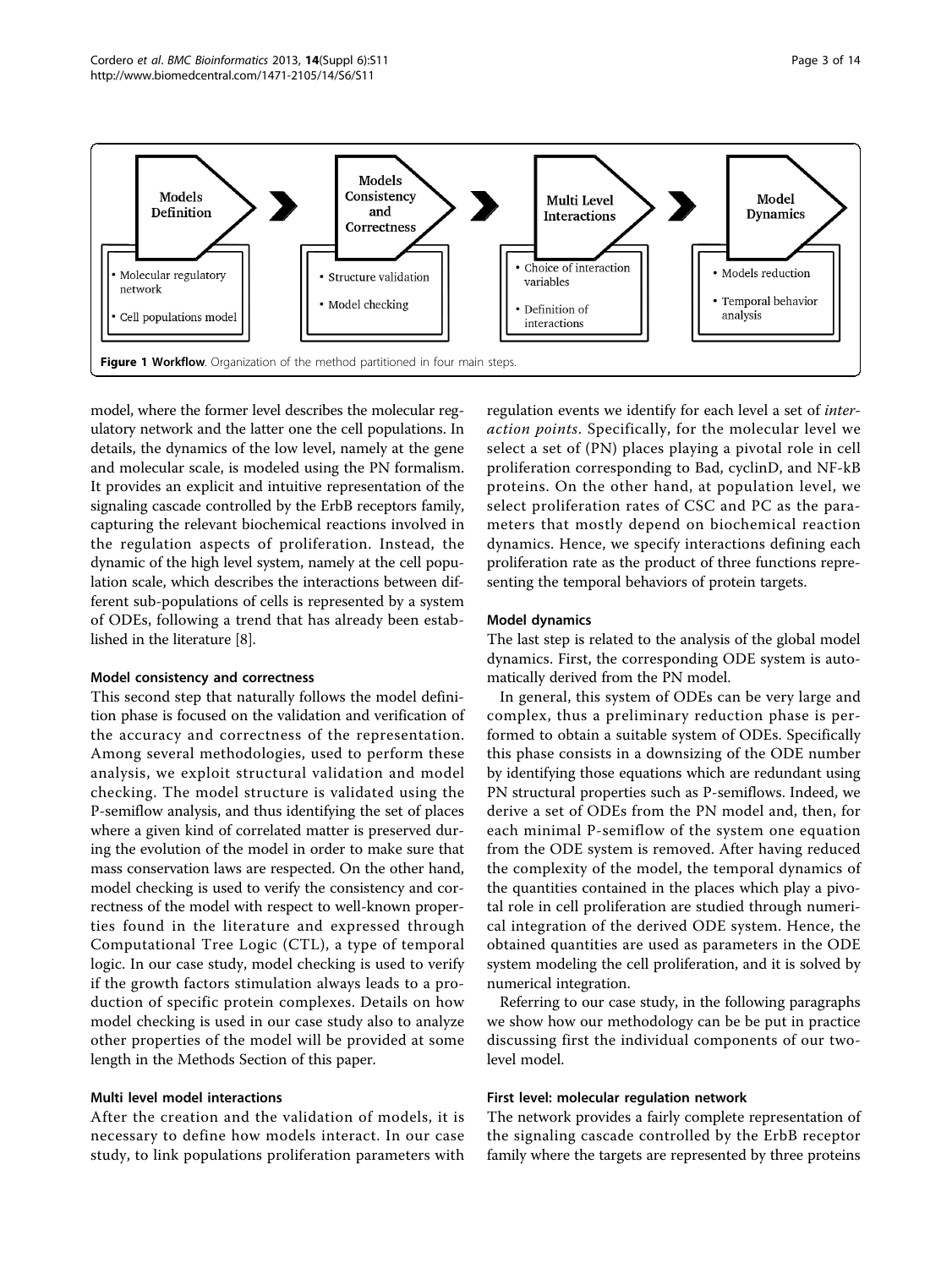Models Definition

- Molecular regulatory network
- Cell populations model

Models Consistency and Correctness

- Structure validation
- Model checking

Multi Level Interactions

- Choice of interaction variables
- Definition of interactions

Model Dynamics

- Models reduction
- Temporal behavior analysis

**Figure 1 Workflow**. Organization of the method partitioned in four main steps.

model, where the former level describes the molecular regulatory network and the latter one the cell populations. In details, the dynamics of the low level, namely at the gene and molecular scale, is modeled using the PN formalism. It provides an explicit and intuitive representation of the signaling cascade controlled by the ErbB receptors family, capturing the relevant biochemical reactions involved in the regulation aspects of proliferation. Instead, the dynamic of the high level system, namely at the cell population scale, which describes the interactions between different sub-populations of cells is represented by a system of ODEs, following a trend that has already been established in the literature [8].

#### Model consistency and correctness

This second step that naturally follows the model definition phase is focused on the validation and verification of the accuracy and correctness of the representation. Among several methodologies, used to perform these analysis, we exploit structural validation and model checking. The model structure is validated using the P-semiflow analysis, and thus identifying the set of places where a given kind of correlated matter is preserved during the evolution of the model in order to make sure that mass conservation laws are respected. On the other hand, model checking is used to verify the consistency and correctness of the model with respect to well-known properties found in the literature and expressed through Computational Tree Logic (CTL), a type of temporal logic. In our case study, model checking is used to verify if the growth factors stimulation always leads to a production of specific protein complexes. Details on how model checking is used in our case study also to analyze other properties of the model will be provided at some length in the Methods Section of this paper.

#### Multi level model interactions

After the creation and the validation of models, it is necessary to define how models interact. In our case study, to link populations proliferation parameters with regulation events we identify for each level a set of *interaction points*. Specifically, for the molecular level we select a set of (PN) places playing a pivotal role in cell proliferation corresponding to Bad, cyclinD, and NF-kB proteins. On the other hand, at population level, we select proliferation rates of CSC and PC as the parameters that mostly depend on biochemical reaction dynamics. Hence, we specify interactions defining each proliferation rate as the product of three functions representing the temporal behaviors of protein targets.

#### Model dynamics

The last step is related to the analysis of the global model dynamics. First, the corresponding ODE system is automatically derived from the PN model.

In general, this system of ODEs can be very large and complex, thus a preliminary reduction phase is performed to obtain a suitable system of ODEs. Specifically this phase consists in a downsizing of the ODE number by identifying those equations which are redundant using PN structural properties such as P-semiflows. Indeed, we derive a set of ODEs from the PN model and, then, for each minimal P-semiflow of the system one equation from the ODE system is removed. After having reduced the complexity of the model, the temporal dynamics of the quantities contained in the places which play a pivotal role in cell proliferation are studied through numerical integration of the derived ODE system. Hence, the obtained quantities are used as parameters in the ODE system modeling the cell proliferation, and it is solved by numerical integration.

Referring to our case study, in the following paragraphs we show how our methodology can be be put in practice discussing first the individual components of our two-level model.

#### First level: molecular regulation network

The network provides a fairly complete representation of the signaling cascade controlled by the ErbB receptor family where the targets are represented by three proteins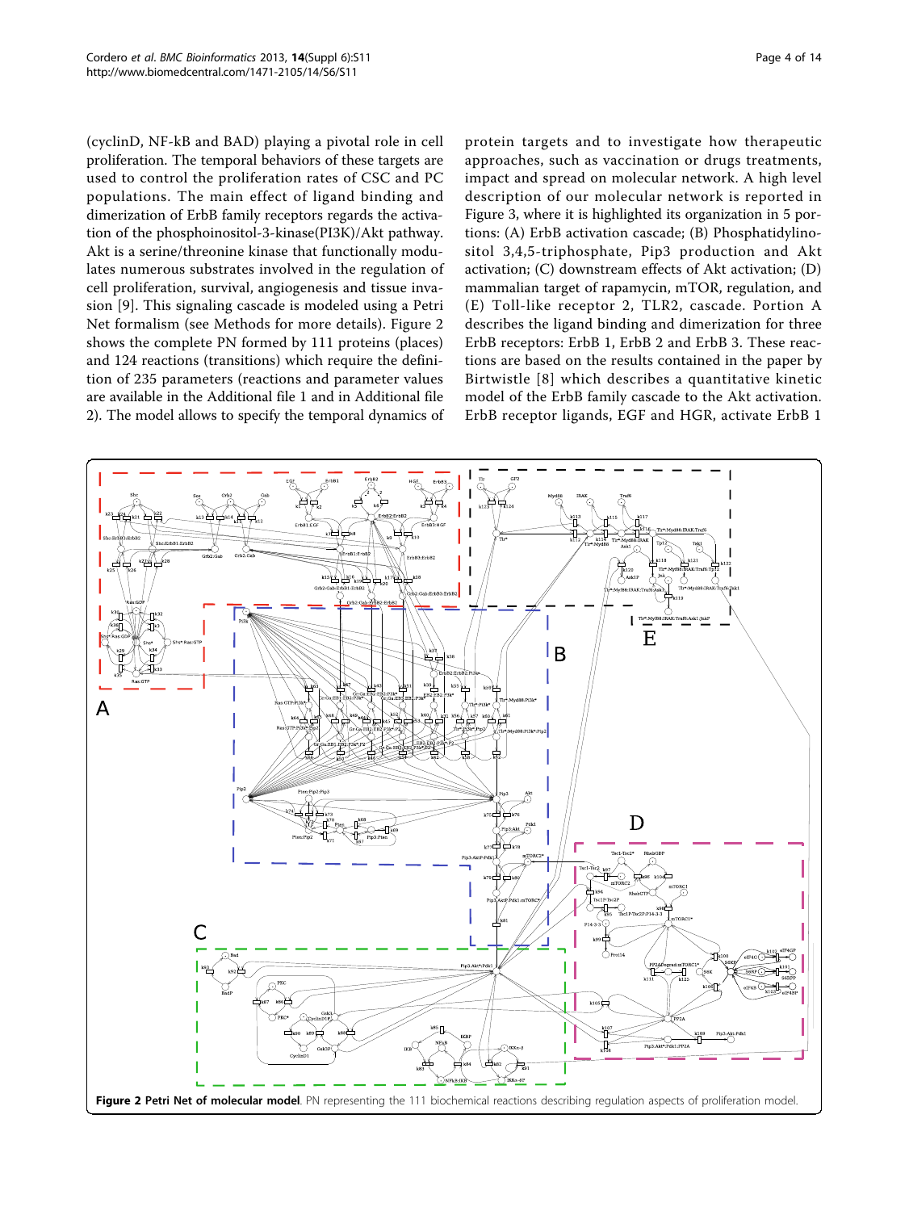(cyclinD, NF-kB and BAD) playing a pivotal role in cell proliferation. The temporal behaviors of these targets are used to control the proliferation rates of CSC and PC populations. The main effect of ligand binding and dimerization of ErbB family receptors regards the activation of the phosphoinositol-3-kinase(PI3K)/Akt pathway. Akt is a serine/threonine kinase that functionally modulates numerous substrates involved in the regulation of cell proliferation, survival, angiogenesis and tissue invasion [9]. This signaling cascade is modeled using a Petri Net formalism (see Methods for more details). Figure 2 shows the complete PN formed by 111 proteins (places) and 124 reactions (transitions) which require the definition of 235 parameters (reactions and parameter values are available in the Additional file 1 and in Additional file 2). The model allows to specify the temporal dynamics of protein targets and to investigate how therapeutic approaches, such as vaccination or drugs treatments, impact and spread on molecular network. A high level description of our molecular network is reported in Figure 3, where it is highlighted its organization in 5 portions: (A) ErbB activation cascade; (B) Phosphatidylinositol 3,4,5-triphosphate, Pip3 production and Akt activation; (C) downstream effects of Akt activation; (D) mammalian target of rapamycin, mTOR, regulation, and (E) Toll-like receptor 2, TLR2, cascade. Portion A describes the ligand binding and dimerization for three ErbB receptors: ErbB 1, ErbB 2 and ErbB 3. These reactions are based on the results contained in the paper by Birtwistle [8] which describes a quantitative kinetic model of the ErbB family cascade to the Akt activation. ErbB receptor ligands, EGF and HGR, activate ErbB 1

**Figure 2 Petri Net of molecular model**. PN representing the 111 biochemical reactions describing regulation aspects of proliferation model.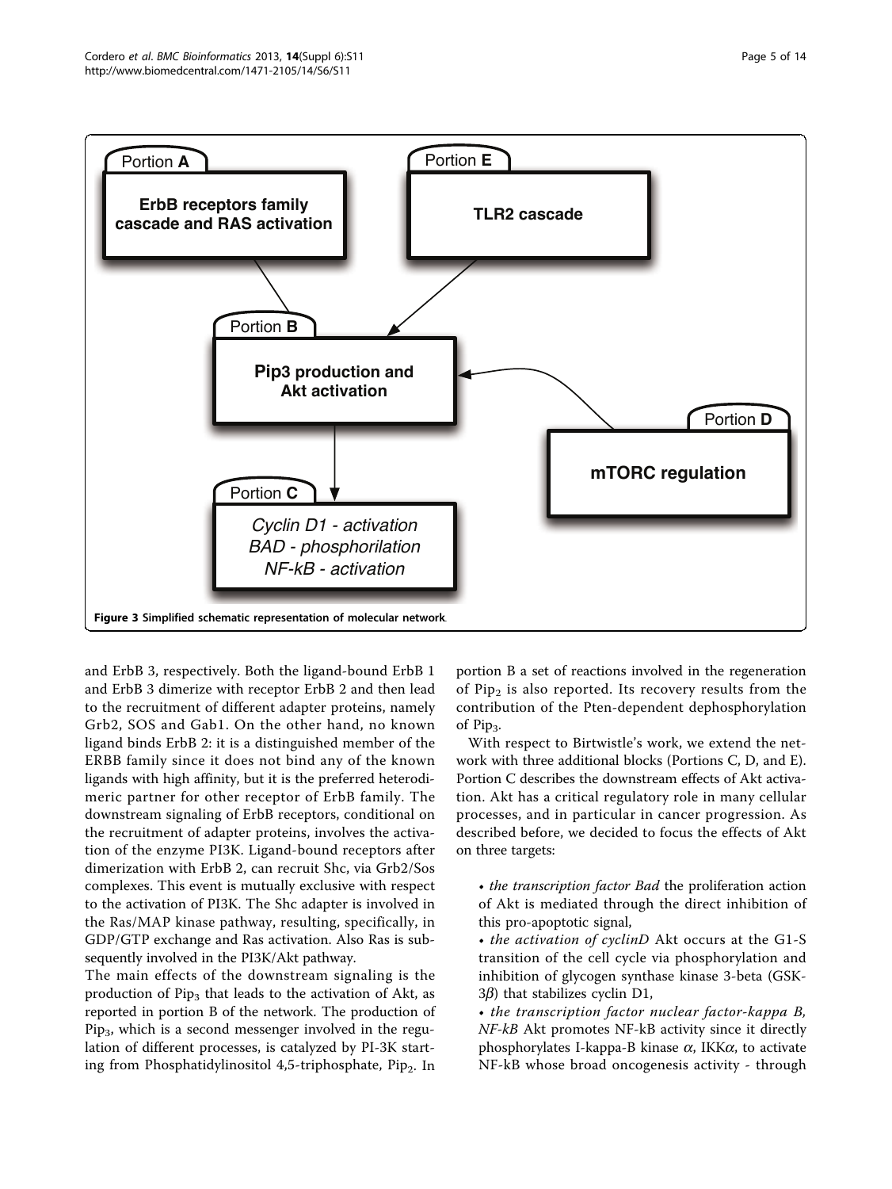Figure 3 Simplified schematic representation of molecular network.

and ErbB 3, respectively. Both the ligand-bound ErbB 1 and ErbB 3 dimerize with receptor ErbB 2 and then lead to the recruitment of different adapter proteins, namely Grb2, SOS and Gab1. On the other hand, no known ligand binds ErbB 2: it is a distinguished member of the ERBB family since it does not bind any of the known ligands with high affinity, but it is the preferred heterodimeric partner for other receptor of ErbB family. The downstream signaling of ErbB receptors, conditional on the recruitment of adapter proteins, involves the activation of the enzyme PI3K. Ligand-bound receptors after dimerization with ErbB 2, can recruit Shc, via Grb2/Sos complexes. This event is mutually exclusive with respect to the activation of PI3K. The Shc adapter is involved in the Ras/MAP kinase pathway, resulting, specifically, in GDP/GTP exchange and Ras activation. Also Ras is subsequently involved in the PI3K/Akt pathway.

The main effects of the downstream signaling is the production of $Pip_3$ that leads to the activation of Akt, as reported in portion B of the network. The production of $Pip_3$, which is a second messenger involved in the regulation of different processes, is catalyzed by PI-3K starting from Phosphatidylinositol 4,5-triphosphate, $Pip_2$. In portion B a set of reactions involved in the regeneration of $Pip_2$ is also reported. Its recovery results from the contribution of the Pten-dependent dephosphorylation of $Pip_3$.

With respect to Birtwistle's work, we extend the network with three additional blocks (Portions C, D, and E). Portion C describes the downstream effects of Akt activation. Akt has a critical regulatory role in many cellular processes, and in particular in cancer progression. As described before, we decided to focus the effects of Akt on three targets:

- *the transcription factor Bad* the proliferation action of Akt is mediated through the direct inhibition of this pro-apoptotic signal,
- *the activation of cyclinD* Akt occurs at the G1-S transition of the cell cycle via phosphorylation and inhibition of glycogen synthase kinase 3-beta (GSK-3$\beta$) that stabilizes cyclin D1,
- *the transcription factor nuclear factor-kappa B, NF-kB* Akt promotes NF-kB activity since it directly phosphorylates I-kappa-B kinase $\alpha$, IKK$\alpha$, to activate NF-kB whose broad oncogenesis activity - through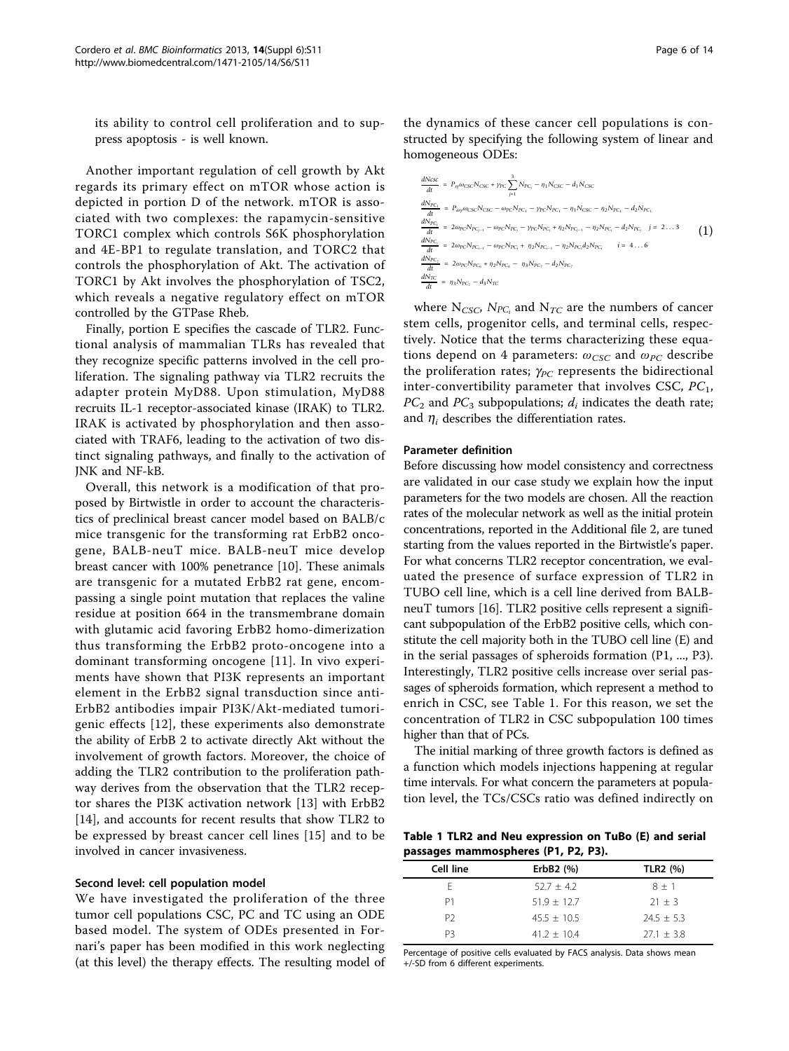its ability to control cell proliferation and to suppress apoptosis - is well known.

Another important regulation of cell growth by Akt regards its primary effect on mTOR whose action is depicted in portion D of the network. mTOR is associated with two complexes: the rapamycin-sensitive TORC1 complex which controls S6K phosphorylation and 4E-BP1 to regulate translation, and TORC2 that controls the phosphorylation of Akt. The activation of TORC1 by Akt involves the phosphorylation of TSC2, which reveals a negative regulatory effect on mTOR controlled by the GTPase Rheb.

Finally, portion E specifies the cascade of TLR2. Functional analysis of mammalian TLRs has revealed that they recognize specific patterns involved in the cell proliferation. The signaling pathway via TLR2 recruits the adapter protein MyD88. Upon stimulation, MyD88 recruits IL-1 receptor-associated kinase (IRAK) to TLR2. IRAK is activated by phosphorylation and then associated with TRAF6, leading to the activation of two distinct signaling pathways, and finally to the activation of JNK and NF-kB.

Overall, this network is a modification of that proposed by Birtwistle in order to account the characteristics of preclinical breast cancer model based on BALB/c mice transgenic for the transforming rat ErbB2 oncogene, BALB-neuT mice. BALB-neuT mice develop breast cancer with 100% penetrance [10]. These animals are transgenic for a mutated ErbB2 rat gene, encompassing a single point mutation that replaces the valine residue at position 664 in the transmembrane domain with glutamic acid favoring ErbB2 homo-dimerization thus transforming the ErbB2 proto-oncogene into a dominant transforming oncogene [11]. In vivo experiments have shown that PI3K represents an important element in the ErbB2 signal transduction since anti-ErbB2 antibodies impair PI3K/Akt-mediated tumorigenic effects [12], these experiments also demonstrate the ability of ErbB 2 to activate directly Akt without the involvement of growth factors. Moreover, the choice of adding the TLR2 contribution to the proliferation pathway derives from the observation that the TLR2 receptor shares the PI3K activation network [13] with ErbB2 [14], and accounts for recent results that show TLR2 to be expressed by breast cancer cell lines [15] and to be involved in cancer invasiveness.

### Second level: cell population model

We have investigated the proliferation of the three tumor cell populations CSC, PC and TC using an ODE based model. The system of ODEs presented in Fornari's paper has been modified in this work neglecting (at this level) the therapy effects. The resulting model of the dynamics of these cancer cell populations is constructed by specifying the following system of linear and homogeneous ODEs:

$$
\begin{aligned}
\frac{dN_{CSC}}{dt} &= P_{sy}\omega_{CSC}N_{CSC} + \gamma_{PC}\sum_{j=1}^{3}N_{PC_j} - \eta_1 N_{CSC} - d_1 N_{CSC} \\
\frac{dN_{PC_1}}{dt} &= P_{asy}\omega_{CSC}N_{CSC} - \omega_{PC}N_{PC_1} - \gamma_{PC}N_{PC_1} - \eta_1 N_{CSC} - \eta_2 N_{PC_1} - d_2 N_{PC_1} \\
\frac{dN_{PC_j}}{dt} &= 2\omega_{PC}N_{PC_{j-1}} - \omega_{PC}N_{PC_j} - \gamma_{PC}N_{PC_j} + \eta_2 N_{PC_{j-1}} - \eta_2 N_{PC_j} - d_2 N_{PC_j} \quad j = 2 \dots 3 \\
\frac{dN_{PC_i}}{dt} &= 2\omega_{PC}N_{PC_{i-1}} - \omega_{PC}N_{PC_i} + \eta_2 N_{PC_{i-1}} - \eta_2 N_{PC_i} d_2 N_{PC_i} \quad i = 4 \dots 6 \\
\frac{dN_{PC_7}}{dt} &= 2\omega_{PC}N_{PC_6} + \eta_2 N_{PC_6} - \eta_3 N_{PC_7} - d_2 N_{PC_7} \\
\frac{dN_{TC}}{dt} &= \eta_3 N_{PC_7} - d_3 N_{TC}
\end{aligned}
\tag{1}
$$

where $N_{CSC}$, $N_{PC_i}$ and $N_{TC}$ are the numbers of cancer stem cells, progenitor cells, and terminal cells, respectively. Notice that the terms characterizing these equations depend on 4 parameters: $\omega_{CSC}$ and $\omega_{PC}$ describe the proliferation rates; $\gamma_{PC}$ represents the bidirectional inter-convertibility parameter that involves CSC, $PC_1$, $PC_2$ and $PC_3$ subpopulations; $d_i$ indicates the death rate; and $\eta_i$ describes the differentiation rates.

#### Parameter definition

Before discussing how model consistency and correctness are validated in our case study we explain how the input parameters for the two models are chosen. All the reaction rates of the molecular network as well as the initial protein concentrations, reported in the Additional file 2, are tuned starting from the values reported in the Birtwistle's paper. For what concerns TLR2 receptor concentration, we evaluated the presence of surface expression of TLR2 in TUBO cell line, which is a cell line derived from BALB-neuT tumors [16]. TLR2 positive cells represent a significant subpopulation of the ErbB2 positive cells, which constitute the cell majority both in the TUBO cell line (E) and in the serial passages of spheroids formation (P1, ..., P3). Interestingly, TLR2 positive cells increase over serial passages of spheroids formation, which represent a method to enrich in CSC, see Table 1. For this reason, we set the concentration of TLR2 in CSC subpopulation 100 times higher than that of PCs.

The initial marking of three growth factors is defined as a function which models injections happening at regular time intervals. For what concern the parameters at population level, the TCs/CSCs ratio was defined indirectly on

**Table 1 TLR2 and Neu expression on TuBo (E) and serial passages mammospheres (P1, P2, P3).**

| Cell line | ErbB2 (%) | TLR2 (%) |
|---|---|---|
| E | 52.7 ± 4.2 | 8 ± 1 |
| P1 | 51.9 ± 12.7 | 21 ± 3 |
| P2 | 45.5 ± 10.5 | 24.5 ± 5.3 |
| P3 | 41.2 ± 10.4 | 27.1 ± 3.8 |

Percentage of positive cells evaluated by FACS analysis. Data shows mean +/-SD from 6 different experiments.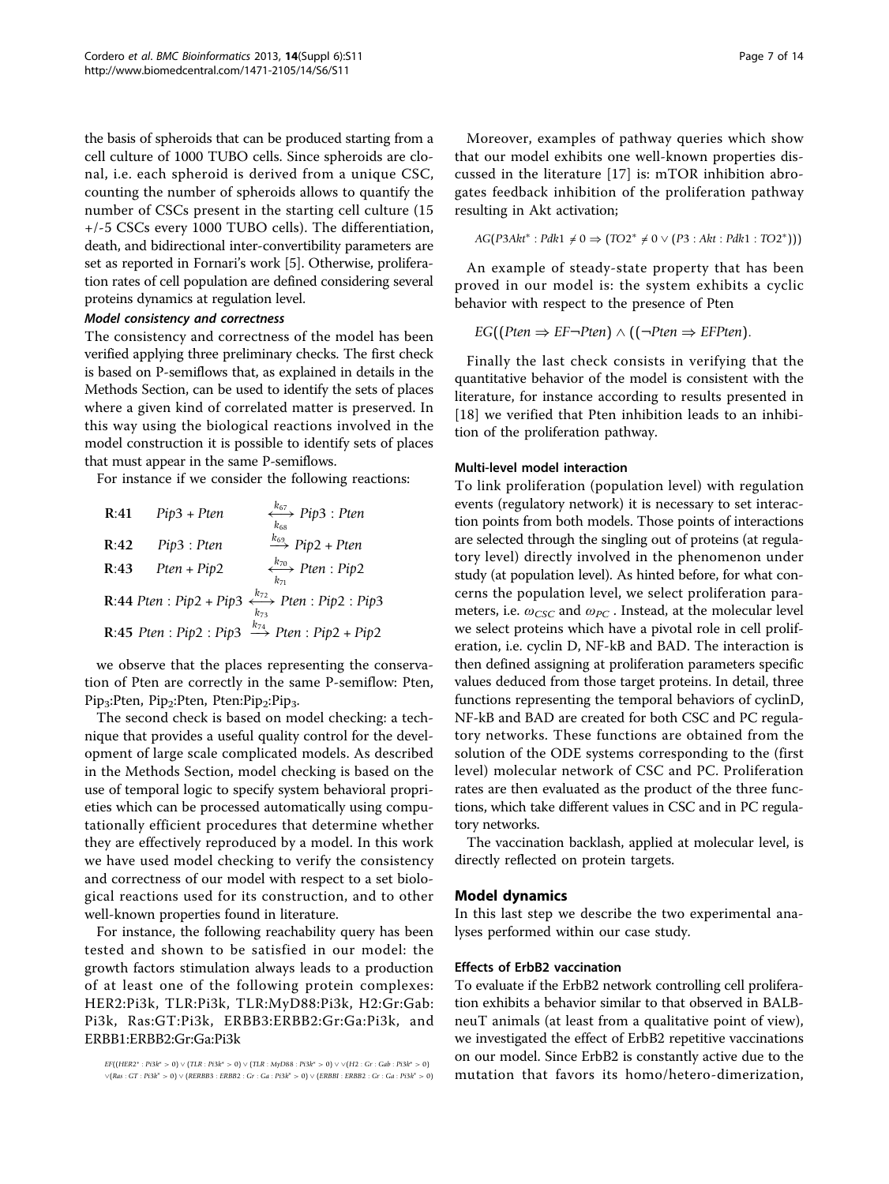the basis of spheroids that can be produced starting from a cell culture of 1000 TUBO cells. Since spheroids are clonal, i.e. each spheroid is derived from a unique CSC, counting the number of spheroids allows to quantify the number of CSCs present in the starting cell culture (15 +/-5 CSCs every 1000 TUBO cells). The differentiation, death, and bidirectional inter-convertibility parameters are set as reported in Fornari's work [5]. Otherwise, proliferation rates of cell population are defined considering several proteins dynamics at regulation level.

#### Model consistency and correctness

The consistency and correctness of the model has been verified applying three preliminary checks. The first check is based on P-semiflows that, as explained in details in the Methods Section, can be used to identify the sets of places where a given kind of correlated matter is preserved. In this way using the biological reactions involved in the model construction it is possible to identify sets of places that must appear in the same P-semiflows.

For instance if we consider the following reactions:

$$\textbf{R:41} \quad Pip3 + Pten \quad \underset{k_{68}}{\overset{k_{67}}{\longleftrightarrow}} \quad Pip3 : Pten$$

$$\textbf{R:42} \quad Pip3 : Pten \quad \xrightarrow{k_{69}} \quad Pip2 + Pten$$

$$\textbf{R:43} \quad Pten + Pip2 \quad \underset{k_{71}}{\overset{k_{70}}{\longleftrightarrow}} \quad Pten : Pip2$$

$$\textbf{R:44} \; Pten : Pip2 + Pip3 \underset{k_{73}}{\overset{k_{72}}{\longleftrightarrow}} Pten : Pip2 : Pip3$$

$$\textbf{R:45} \; Pten : Pip2 : Pip3 \xrightarrow{k_{74}} Pten : Pip2 + Pip2$$

we observe that the places representing the conservation of Pten are correctly in the same P-semiflow: Pten, $Pip_3$:Pten, $Pip_2$:Pten, Pten:$Pip_2$:$Pip_3$.

The second check is based on model checking: a technique that provides a useful quality control for the development of large scale complicated models. As described in the Methods Section, model checking is based on the use of temporal logic to specify system behavioral proprieties which can be processed automatically using computationally efficient procedures that determine whether they are effectively reproduced by a model. In this work we have used model checking to verify the consistency and correctness of our model with respect to a set biological reactions used for its construction, and to other well-known properties found in literature.

For instance, the following reachability query has been tested and shown to be satisfied in our model: the growth factors stimulation always leads to a production of at least one of the following protein complexes: HER2:Pi3k, TLR:Pi3k, TLR:MyD88:Pi3k, H2:Gr:Gab:Pi3k, Ras:GT:Pi3k, ERBB3:ERBB2:Gr:Ga:Pi3k, and ERBB1:ERBB2:Gr:Ga:Pi3k

$$EF((HER2^* : Pi3k^* > 0) \vee (TLR : Pi3k^* > 0) \vee (TLR : MyD88 : Pi3k^* > 0) \vee \vee (H2 : Gr : Gab : Pi3k^* > 0)$$
$$\vee (Ras : GT : Pi3k^* > 0) \vee (RERBB3 : ERBB2 : Gr : Ga : Pi3k^* > 0) \vee (ERBB1 : ERBB2 : Gr : Ga : Pi3k^* > 0)$$

Moreover, examples of pathway queries which show that our model exhibits one well-known properties discussed in the literature [17] is: mTOR inhibition abrogates feedback inhibition of the proliferation pathway resulting in Akt activation;

$$AG(P3Akt^* : Pdk1 \neq 0 \Rightarrow (TO2^* \neq 0 \vee (P3 : Akt : Pdk1 : TO2^*)))$$

An example of steady-state property that has been proved in our model is: the system exhibits a cyclic behavior with respect to the presence of Pten

$$EG((Pten \Rightarrow EF\neg Pten) \wedge ((\neg Pten \Rightarrow EFPten).$$

Finally the last check consists in verifying that the quantitative behavior of the model is consistent with the literature, for instance according to results presented in [18] we verified that Pten inhibition leads to an inhibition of the proliferation pathway.

### Multi-level model interaction

To link proliferation (population level) with regulation events (regulatory network) it is necessary to set interaction points from both models. Those points of interactions are selected through the singling out of proteins (at regulatory level) directly involved in the phenomenon under study (at population level). As hinted before, for what concerns the population level, we select proliferation parameters, i.e. $\omega_{CSC}$ and $\omega_{PC}$. Instead, at the molecular level we select proteins which have a pivotal role in cell proliferation, i.e. cyclin D, NF-kB and BAD. The interaction is then defined assigning at proliferation parameters specific values deduced from those target proteins. In detail, three functions representing the temporal behaviors of cyclinD, NF-kB and BAD are created for both CSC and PC regulatory networks. These functions are obtained from the solution of the ODE systems corresponding to the (first level) molecular network of CSC and PC. Proliferation rates are then evaluated as the product of the three functions, which take different values in CSC and in PC regulatory networks.

The vaccination backlash, applied at molecular level, is directly reflected on protein targets.

## Model dynamics

In this last step we describe the two experimental analyses performed within our case study.

### Effects of ErbB2 vaccination

To evaluate if the ErbB2 network controlling cell proliferation exhibits a behavior similar to that observed in BALB-neuT animals (at least from a qualitative point of view), we investigated the effect of ErbB2 repetitive vaccinations on our model. Since ErbB2 is constantly active due to the mutation that favors its homo/hetero-dimerization,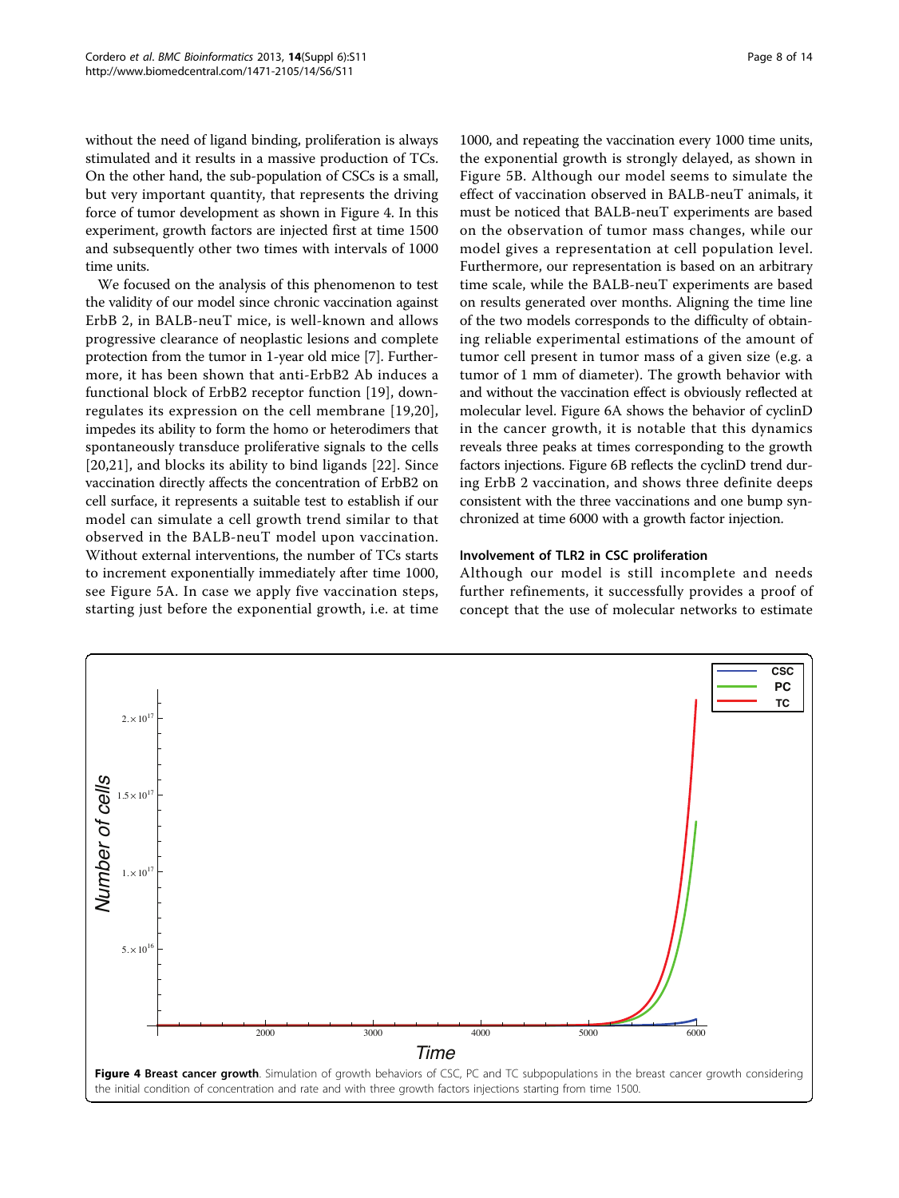without the need of ligand binding, proliferation is always stimulated and it results in a massive production of TCs. On the other hand, the sub-population of CSCs is a small, but very important quantity, that represents the driving force of tumor development as shown in Figure 4. In this experiment, growth factors are injected first at time 1500 and subsequently other two times with intervals of 1000 time units.

We focused on the analysis of this phenomenon to test the validity of our model since chronic vaccination against ErbB 2, in BALB-neuT mice, is well-known and allows progressive clearance of neoplastic lesions and complete protection from the tumor in 1-year old mice [7]. Furthermore, it has been shown that anti-ErbB2 Ab induces a functional block of ErbB2 receptor function [19], down-regulates its expression on the cell membrane [19,20], impedes its ability to form the homo or heterodimers that spontaneously transduce proliferative signals to the cells [20,21], and blocks its ability to bind ligands [22]. Since vaccination directly affects the concentration of ErbB2 on cell surface, it represents a suitable test to establish if our model can simulate a cell growth trend similar to that observed in the BALB-neuT model upon vaccination. Without external interventions, the number of TCs starts to increment exponentially immediately after time 1000, see Figure 5A. In case we apply five vaccination steps, starting just before the exponential growth, i.e. at time 1000, and repeating the vaccination every 1000 time units, the exponential growth is strongly delayed, as shown in Figure 5B. Although our model seems to simulate the effect of vaccination observed in BALB-neuT animals, it must be noticed that BALB-neuT experiments are based on the observation of tumor mass changes, while our model gives a representation at cell population level. Furthermore, our representation is based on an arbitrary time scale, while the BALB-neuT experiments are based on results generated over months. Aligning the time line of the two models corresponds to the difficulty of obtaining reliable experimental estimations of the amount of tumor cell present in tumor mass of a given size (e.g. a tumor of 1 mm of diameter). The growth behavior with and without the vaccination effect is obviously reflected at molecular level. Figure 6A shows the behavior of cyclinD in the cancer growth, it is notable that this dynamics reveals three peaks at times corresponding to the growth factors injections. Figure 6B reflects the cyclinD trend during ErbB 2 vaccination, and shows three definite deeps consistent with the three vaccinations and one bump synchronized at time 6000 with a growth factor injection.

### Involvement of TLR2 in CSC proliferation

Although our model is still incomplete and needs further refinements, it successfully provides a proof of concept that the use of molecular networks to estimate

**Figure 4 Breast cancer growth**. Simulation of growth behaviors of CSC, PC and TC subpopulations in the breast cancer growth considering the initial condition of concentration and rate and with three growth factors injections starting from time 1500.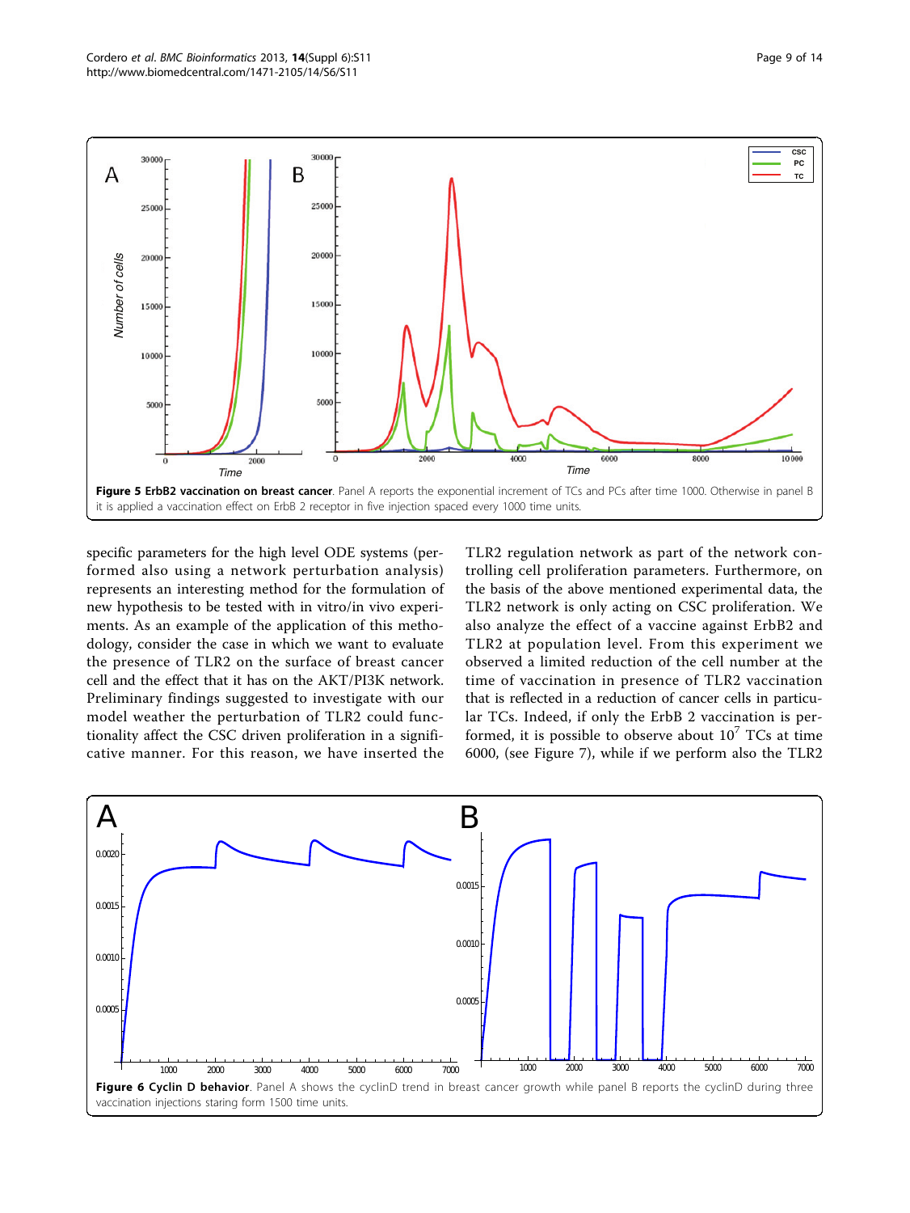**Figure 5 ErbB2 vaccination on breast cancer**. Panel A reports the exponential increment of TCs and PCs after time 1000. Otherwise in panel B it is applied a vaccination effect on ErbB 2 receptor in five injection spaced every 1000 time units.

specific parameters for the high level ODE systems (performed also using a network perturbation analysis) represents an interesting method for the formulation of new hypothesis to be tested with in vitro/in vivo experiments. As an example of the application of this methodology, consider the case in which we want to evaluate the presence of TLR2 on the surface of breast cancer cell and the effect that it has on the AKT/PI3K network. Preliminary findings suggested to investigate with our model weather the perturbation of TLR2 could functionality affect the CSC driven proliferation in a significative manner. For this reason, we have inserted the TLR2 regulation network as part of the network controlling cell proliferation parameters. Furthermore, on the basis of the above mentioned experimental data, the TLR2 network is only acting on CSC proliferation. We also analyze the effect of a vaccine against ErbB2 and TLR2 at population level. From this experiment we observed a limited reduction of the cell number at the time of vaccination in presence of TLR2 vaccination that is reflected in a reduction of cancer cells in particular TCs. Indeed, if only the ErbB 2 vaccination is performed, it is possible to observe about $10^7$ TCs at time 6000, (see Figure 7), while if we perform also the TLR2

**Figure 6 Cyclin D behavior**. Panel A shows the cyclinD trend in breast cancer growth while panel B reports the cyclinD during three vaccination injections staring form 1500 time units.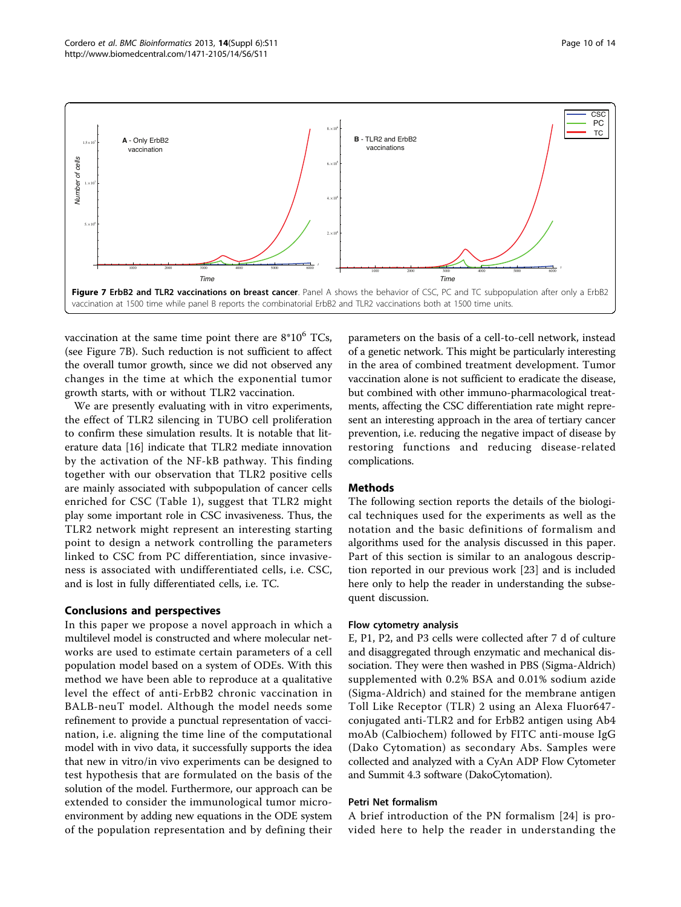**Figure 7 ErbB2 and TLR2 vaccinations on breast cancer**. Panel A shows the behavior of CSC, PC and TC subpopulation after only a ErbB2 vaccination at 1500 time while panel B reports the combinatorial ErbB2 and TLR2 vaccinations both at 1500 time units.

vaccination at the same time point there are $8*10^6$ TCs, (see Figure 7B). Such reduction is not sufficient to affect the overall tumor growth, since we did not observed any changes in the time at which the exponential tumor growth starts, with or without TLR2 vaccination.

We are presently evaluating with in vitro experiments, the effect of TLR2 silencing in TUBO cell proliferation to confirm these simulation results. It is notable that literature data [16] indicate that TLR2 mediate innovation by the activation of the NF-kB pathway. This finding together with our observation that TLR2 positive cells are mainly associated with subpopulation of cancer cells enriched for CSC (Table 1), suggest that TLR2 might play some important role in CSC invasiveness. Thus, the TLR2 network might represent an interesting starting point to design a network controlling the parameters linked to CSC from PC differentiation, since invasiveness is associated with undifferentiated cells, i.e. CSC, and is lost in fully differentiated cells, i.e. TC.

## Conclusions and perspectives

In this paper we propose a novel approach in which a multilevel model is constructed and where molecular networks are used to estimate certain parameters of a cell population model based on a system of ODEs. With this method we have been able to reproduce at a qualitative level the effect of anti-ErbB2 chronic vaccination in BALB-neuT model. Although the model needs some refinement to provide a punctual representation of vaccination, i.e. aligning the time line of the computational model with in vivo data, it successfully supports the idea that new in vitro/in vivo experiments can be designed to test hypothesis that are formulated on the basis of the solution of the model. Furthermore, our approach can be extended to consider the immunological tumor microenvironment by adding new equations in the ODE system of the population representation and by defining their parameters on the basis of a cell-to-cell network, instead of a genetic network. This might be particularly interesting in the area of combined treatment development. Tumor vaccination alone is not sufficient to eradicate the disease, but combined with other immuno-pharmacological treatments, affecting the CSC differentiation rate might represent an interesting approach in the area of tertiary cancer prevention, i.e. reducing the negative impact of disease by restoring functions and reducing disease-related complications.

## Methods

The following section reports the details of the biological techniques used for the experiments as well as the notation and the basic definitions of formalism and algorithms used for the analysis discussed in this paper. Part of this section is similar to an analogous description reported in our previous work [23] and is included here only to help the reader in understanding the subsequent discussion.

### Flow cytometry analysis

E, P1, P2, and P3 cells were collected after 7 d of culture and disaggregated through enzymatic and mechanical dissociation. They were then washed in PBS (Sigma-Aldrich) supplemented with 0.2% BSA and 0.01% sodium azide (Sigma-Aldrich) and stained for the membrane antigen Toll Like Receptor (TLR) 2 using an Alexa Fluor647-conjugated anti-TLR2 and for ErbB2 antigen using Ab4 moAb (Calbiochem) followed by FITC anti-mouse IgG (Dako Cytomation) as secondary Abs. Samples were collected and analyzed with a CyAn ADP Flow Cytometer and Summit 4.3 software (DakoCytomation).

### Petri Net formalism

A brief introduction of the PN formalism [24] is provided here to help the reader in understanding the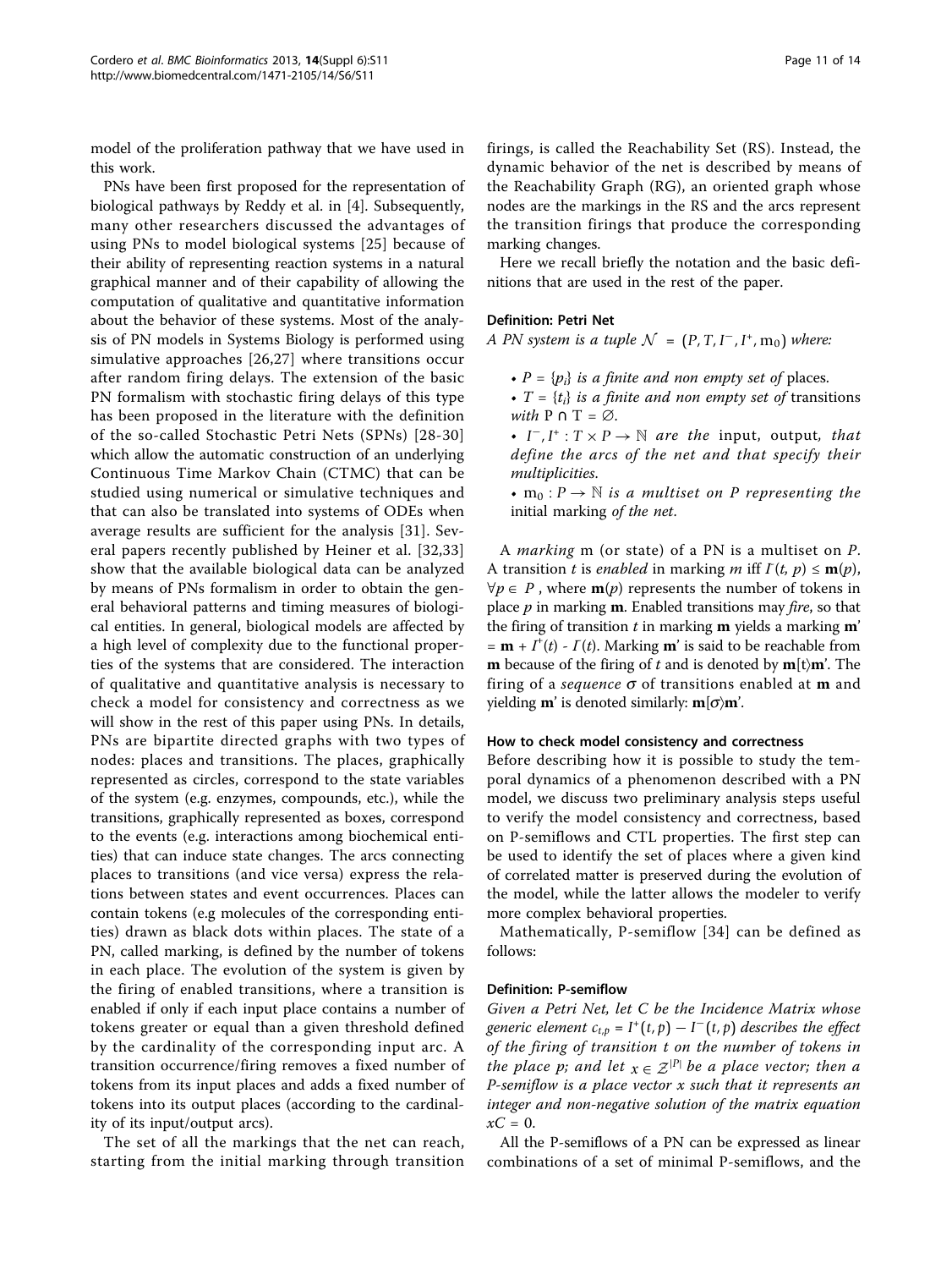model of the proliferation pathway that we have used in this work.

PNs have been first proposed for the representation of biological pathways by Reddy et al. in [4]. Subsequently, many other researchers discussed the advantages of using PNs to model biological systems [25] because of their ability of representing reaction systems in a natural graphical manner and of their capability of allowing the computation of qualitative and quantitative information about the behavior of these systems. Most of the analysis of PN models in Systems Biology is performed using simulative approaches [26,27] where transitions occur after random firing delays. The extension of the basic PN formalism with stochastic firing delays of this type has been proposed in the literature with the definition of the so-called Stochastic Petri Nets (SPNs) [28-30] which allow the automatic construction of an underlying Continuous Time Markov Chain (CTMC) that can be studied using numerical or simulative techniques and that can also be translated into systems of ODEs when average results are sufficient for the analysis [31]. Several papers recently published by Heiner et al. [32,33] show that the available biological data can be analyzed by means of PNs formalism in order to obtain the general behavioral patterns and timing measures of biological entities. In general, biological models are affected by a high level of complexity due to the functional properties of the systems that are considered. The interaction of qualitative and quantitative analysis is necessary to check a model for consistency and correctness as we will show in the rest of this paper using PNs. In details, PNs are bipartite directed graphs with two types of nodes: places and transitions. The places, graphically represented as circles, correspond to the state variables of the system (e.g. enzymes, compounds, etc.), while the transitions, graphically represented as boxes, correspond to the events (e.g. interactions among biochemical entities) that can induce state changes. The arcs connecting places to transitions (and vice versa) express the relations between states and event occurrences. Places can contain tokens (e.g molecules of the corresponding entities) drawn as black dots within places. The state of a PN, called marking, is defined by the number of tokens in each place. The evolution of the system is given by the firing of enabled transitions, where a transition is enabled if only if each input place contains a number of tokens greater or equal than a given threshold defined by the cardinality of the corresponding input arc. A transition occurrence/firing removes a fixed number of tokens from its input places and adds a fixed number of tokens into its output places (according to the cardinality of its input/output arcs).

The set of all the markings that the net can reach, starting from the initial marking through transition firings, is called the Reachability Set (RS). Instead, the dynamic behavior of the net is described by means of the Reachability Graph (RG), an oriented graph whose nodes are the markings in the RS and the arcs represent the transition firings that produce the corresponding marking changes.

Here we recall briefly the notation and the basic definitions that are used in the rest of the paper.

#### Definition: Petri Net

*A PN system is a tuple* $\mathcal{N} = (P, T, I^-, I^+, m_0)$ *where:*

- $P = \{p_i\}$ *is a finite and non empty set of* places.
- $T = \{t_i\}$ *is a finite and non empty set of* transitions *with* $P \cap T = \emptyset$.
- $I^-, I^+ : T \times P \to \mathbb{N}$ *are the* input, output, *that define the arcs of the net and that specify their multiplicities.*
- $m_0 : P \to \mathbb{N}$ *is a multiset on P representing the* initial marking *of the net.*

A *marking* m (or state) of a PN is a multiset on *P*. A transition *t* is *enabled* in marking *m* iff $I^-(t, p) \leq \mathbf{m}(p)$, $\forall p \in P$ , where $\mathbf{m}(p)$ represents the number of tokens in place *p* in marking **m**. Enabled transitions may *fire*, so that the firing of transition *t* in marking **m** yields a marking **m'** $= \mathbf{m} + I^+(t) - I^-(t)$. Marking **m'** is said to be reachable from **m** because of the firing of *t* and is denoted by $\mathbf{m}[t\rangle\mathbf{m}'$. The firing of a *sequence* $\sigma$ of transitions enabled at **m** and yielding **m'** is denoted similarly: $\mathbf{m}[\sigma\rangle\mathbf{m}'$.

#### How to check model consistency and correctness

Before describing how it is possible to study the temporal dynamics of a phenomenon described with a PN model, we discuss two preliminary analysis steps useful to verify the model consistency and correctness, based on P-semiflows and CTL properties. The first step can be used to identify the set of places where a given kind of correlated matter is preserved during the evolution of the model, while the latter allows the modeler to verify more complex behavioral properties.

Mathematically, P-semiflow [34] can be defined as follows:

#### Definition: P-semiflow

*Given a Petri Net, let C be the Incidence Matrix whose generic element* $c_{t,p} = I^+(t, p) - I^-(t, p)$ *describes the effect of the firing of transition t on the number of tokens in the place p; and let* $x \in \mathcal{Z}^{|P|}$ *be a place vector; then a P-semiflow is a place vector x such that it represents an integer and non-negative solution of the matrix equation* $xC = 0$.

All the P-semiflows of a PN can be expressed as linear combinations of a set of minimal P-semiflows, and the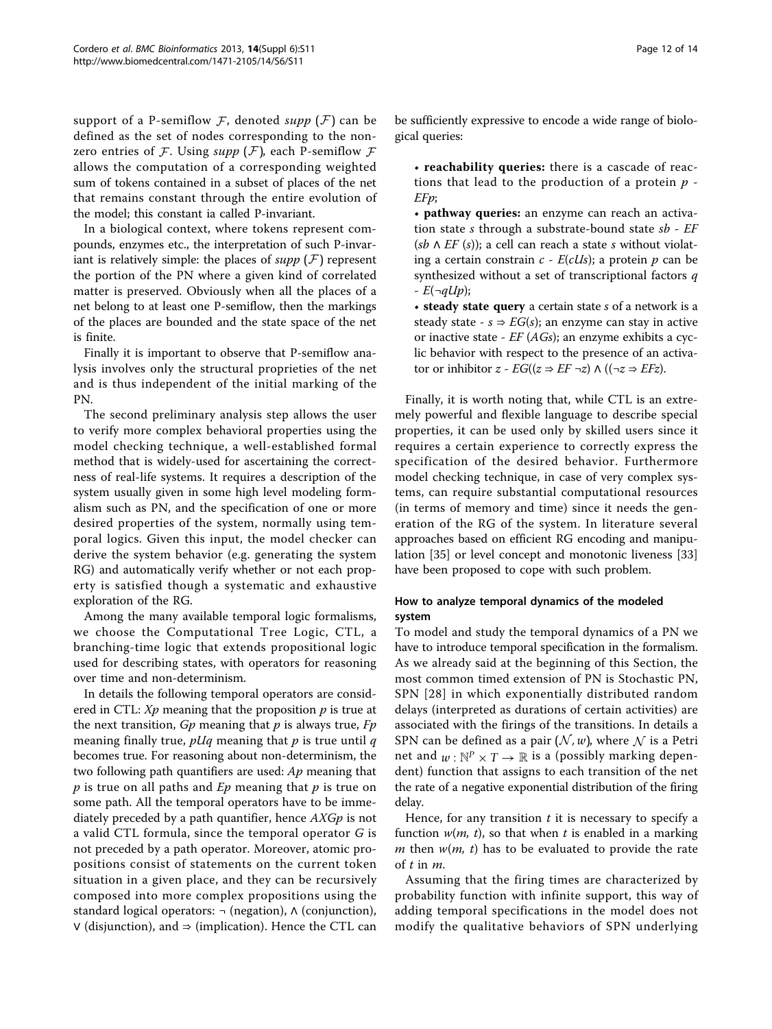support of a P-semiflow $\mathcal{F}$, denoted *supp* ($\mathcal{F}$) can be defined as the set of nodes corresponding to the non-zero entries of $\mathcal{F}$. Using *supp* ($\mathcal{F}$), each P-semiflow $\mathcal{F}$ allows the computation of a corresponding weighted sum of tokens contained in a subset of places of the net that remains constant through the entire evolution of the model; this constant ia called P-invariant.

In a biological context, where tokens represent compounds, enzymes etc., the interpretation of such P-invariant is relatively simple: the places of *supp* ($\mathcal{F}$) represent the portion of the PN where a given kind of correlated matter is preserved. Obviously when all the places of a net belong to at least one P-semiflow, then the markings of the places are bounded and the state space of the net is finite.

Finally it is important to observe that P-semiflow analysis involves only the structural proprieties of the net and is thus independent of the initial marking of the PN.

The second preliminary analysis step allows the user to verify more complex behavioral properties using the model checking technique, a well-established formal method that is widely-used for ascertaining the correctness of real-life systems. It requires a description of the system usually given in some high level modeling formalism such as PN, and the specification of one or more desired properties of the system, normally using temporal logics. Given this input, the model checker can derive the system behavior (e.g. generating the system RG) and automatically verify whether or not each property is satisfied though a systematic and exhaustive exploration of the RG.

Among the many available temporal logic formalisms, we choose the Computational Tree Logic, CTL, a branching-time logic that extends propositional logic used for describing states, with operators for reasoning over time and non-determinism.

In details the following temporal operators are considered in CTL: $Xp$ meaning that the proposition $p$ is true at the next transition, $Gp$ meaning that $p$ is always true, $Fp$ meaning finally true, $pUq$ meaning that $p$ is true until $q$ becomes true. For reasoning about non-determinism, the two following path quantifiers are used: $Ap$ meaning that $p$ is true on all paths and $Ep$ meaning that $p$ is true on some path. All the temporal operators have to be immediately preceded by a path quantifier, hence $AXGp$ is not a valid CTL formula, since the temporal operator $G$ is not preceded by a path operator. Moreover, atomic propositions consist of statements on the current token situation in a given place, and they can be recursively composed into more complex propositions using the standard logical operators: $\neg$ (negation), $\wedge$ (conjunction), $\vee$ (disjunction), and $\Rightarrow$ (implication). Hence the CTL can be sufficiently expressive to encode a wide range of biological queries:

- **reachability queries:** there is a cascade of reactions that lead to the production of a protein $p$ - $EFp$;
- **pathway queries:** an enzyme can reach an activation state $s$ through a substrate-bound state $sb$ - $EF$ ($sb \wedge EF\,(s)$); a cell can reach a state $s$ without violating a certain constrain $c$ - $E(cUs)$; a protein $p$ can be synthesized without a set of transcriptional factors $q$ - $E(\neg qUp)$;
- **steady state query** a certain state $s$ of a network is a steady state - $s \Rightarrow EG(s)$; an enzyme can stay in active or inactive state - $EF\,(AGs)$; an enzyme exhibits a cyclic behavior with respect to the presence of an activator or inhibitor $z$ - $EG((z \Rightarrow EF\,\neg z) \wedge ((\neg z \Rightarrow EFz)$.

Finally, it is worth noting that, while CTL is an extremely powerful and flexible language to describe special properties, it can be used only by skilled users since it requires a certain experience to correctly express the specification of the desired behavior. Furthermore model checking technique, in case of very complex systems, can require substantial computational resources (in terms of memory and time) since it needs the generation of the RG of the system. In literature several approaches based on efficient RG encoding and manipulation [35] or level concept and monotonic liveness [33] have been proposed to cope with such problem.

#### How to analyze temporal dynamics of the modeled system

To model and study the temporal dynamics of a PN we have to introduce temporal specification in the formalism. As we already said at the beginning of this Section, the most common timed extension of PN is Stochastic PN, SPN [28] in which exponentially distributed random delays (interpreted as durations of certain activities) are associated with the firings of the transitions. In details a SPN can be defined as a pair $(\mathcal{N}, w)$, where $\mathcal{N}$ is a Petri net and $w : \mathbb{N}^P \times T \rightarrow \mathbb{R}$ is a (possibly marking dependent) function that assigns to each transition of the net the rate of a negative exponential distribution of the firing delay.

Hence, for any transition $t$ it is necessary to specify a function $w(m, t)$, so that when $t$ is enabled in a marking $m$ then $w(m, t)$ has to be evaluated to provide the rate of $t$ in $m$.

Assuming that the firing times are characterized by probability function with infinite support, this way of adding temporal specifications in the model does not modify the qualitative behaviors of SPN underlying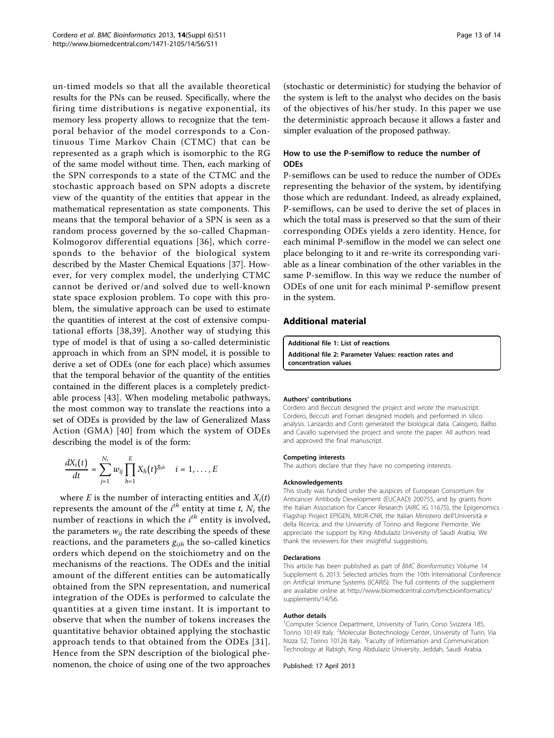un-timed models so that all the available theoretical results for the PNs can be reused. Specifically, where the firing time distributions is negative exponential, its memory less property allows to recognize that the temporal behavior of the model corresponds to a Continuous Time Markov Chain (CTMC) that can be represented as a graph which is isomorphic to the RG of the same model without time. Then, each marking of the SPN corresponds to a state of the CTMC and the stochastic approach based on SPN adopts a discrete view of the quantity of the entities that appear in the mathematical representation as state components. This means that the temporal behavior of a SPN is seen as a random process governed by the so-called Chapman-Kolmogorov differential equations [36], which corresponds to the behavior of the biological system described by the Master Chemical Equations [37]. However, for very complex model, the underlying CTMC cannot be derived or/and solved due to well-known state space explosion problem. To cope with this problem, the simulative approach can be used to estimate the quantities of interest at the cost of extensive computational efforts [38,39]. Another way of studying this type of model is that of using a so-called deterministic approach in which from an SPN model, it is possible to derive a set of ODEs (one for each place) which assumes that the temporal behavior of the quantity of the entities contained in the different places is a completely predictable process [43]. When modeling metabolic pathways, the most common way to translate the reactions into a set of ODEs is provided by the law of Generalized Mass Action (GMA) [40] from which the system of ODEs describing the model is of the form:

$$\frac{dX_i(t)}{dt} = \sum_{j=1}^{N_i} w_{ij} \prod_{h=1}^{E} X_h(t)^{g_{ijh}} \quad i = 1, \ldots, E$$

where $E$ is the number of interacting entities and $X_i(t)$ represents the amount of the $i^{th}$ entity at time $t$, $N_i$ the number of reactions in which the $i^{th}$ entity is involved, the parameters $w_{ij}$ the rate describing the speeds of these reactions, and the parameters $g_{ijh}$ the so-called kinetics orders which depend on the stoichiometry and on the mechanisms of the reactions. The ODEs and the initial amount of the different entities can be automatically obtained from the SPN representation, and numerical integration of the ODEs is performed to calculate the quantities at a given time instant. It is important to observe that when the number of tokens increases the quantitative behavior obtained applying the stochastic approach tends to that obtained from the ODEs [31]. Hence from the SPN description of the biological phenomenon, the choice of using one of the two approaches (stochastic or deterministic) for studying the behavior of the system is left to the analyst who decides on the basis of the objectives of his/her study. In this paper we use the deterministic approach because it allows a faster and simpler evaluation of the proposed pathway.

### How to use the P-semiflow to reduce the number of ODEs

P-semiflows can be used to reduce the number of ODEs representing the behavior of the system, by identifying those which are redundant. Indeed, as already explained, P-semiflows, can be used to derive the set of places in which the total mass is preserved so that the sum of their corresponding ODEs yields a zero identity. Hence, for each minimal P-semiflow in the model we can select one place belonging to it and re-write its corresponding variable as a linear combination of the other variables in the same P-semiflow. In this way we reduce the number of ODEs of one unit for each minimal P-semiflow present in the system.

## Additional material

**Additional file 1: List of reactions**.

**Additional file 2: Parameter Values: reaction rates and concentration values**.

#### Authors' contributions

Cordero and Beccuti designed the project and wrote the manuscript. Cordero, Beccuti and Fornari designed models and performed in silico analysis. Lanzardo and Conti generated the biological data. Calogero, Balbo and Cavallo supervised the project and wrote the paper. All authors read and approved the final manuscript.

#### Competing interests

The authors declare that they have no competing interests.

#### Acknowledgements

This study was funded under the auspices of European Consortium for Anticancer Antibody Development (EUCAAD) 200755, and by grants from the Italian Association for Cancer Research (AIRC IG 11675), the Epigenomics Flagship Project EPIGEN, MIUR-CNR, the Italian Ministero dell'Università e della Ricerca, and the University of Torino and Regione Piemonte. We appreciate the support by King Abdulaziz University of Saudi Arabia. We thank the reviewers for their insightful suggestions.

#### Declarations

This article has been published as part of *BMC Bioinformatics* Volume 14 Supplement 6, 2013: Selected articles from the 10th International Conference on Artificial Immune Systems (ICARIS). The full contents of the supplement are available online at http://www.biomedcentral.com/bmcbioinformatics/supplements/14/S6.

#### Author details

[1]Computer Science Department, University of Turin, Corso Svizzera 185, Torino 10149 Italy. [2]Molecular Biotechnology Center, University of Turin, Via Nizza 52, Torino 10126 Italy. [3]Faculty of Information and Communication Technology at Rabigh, King Abdulaziz University, Jeddah, Saudi Arabia.

Published: 17 April 2013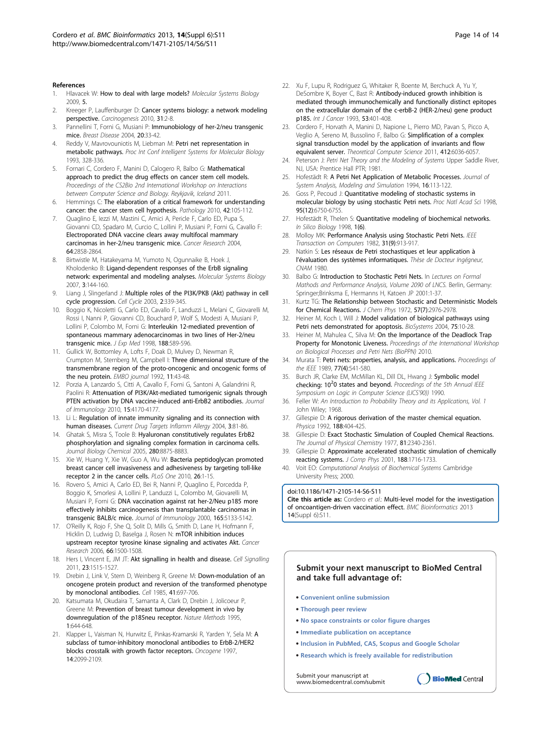## References

1. Hlavacek W: How to deal with large models? *Molecular Systems Biology* 2009, **5**.
2. Kreeger P, Lauffenburger D: Cancer systems biology: a network modeling perspective. *Carcinogenesis* 2010, **31**:2-8.
3. Pannellini T, Forni G, Musiani P: Immunobiology of her-2/neu transgenic mice. *Breast Disease* 2004, **20**:33-42.
4. Reddy V, Mavrovouniotis M, Liebman M: Petri net representation in metabolic pathways. *Proc Int Conf Intelligent Systems for Molecular Biology* 1993, 328-336.
5. Fornari C, Cordero F, Manini D, Calogero R, Balbo G: Mathematical approach to predict the drug effects on cancer stem cell models. *Proceedings of the CS2Bio 2nd International Workshop on Interactions between Computer Science and Biology. Reykjavik, Iceland* 2011.
6. Hemmings C: The elaboration of a critical framework for understanding cancer: the cancer stem cell hypothesis. *Pathology* 2010, **42**:105-112.
7. Quaglino E, Iezzi M, Mastini C, Amici A, Pericle F, Carlo ED, Pupa S, Giovanni CD, Spadaro M, Curcio C, Lollini P, Musiani P, Forni G, Cavallo F: Electroporated DNA vaccine clears away multifocal mammary carcinomas in her-2/neu transgenic mice. *Cancer Research* 2004, **64**:2858-2864.
8. Birtwistle M, Hatakeyama M, Yumoto N, Ogunnaike B, Hoek J, Kholodenko B: Ligand-dependent responses of the ErbB signaling network: experimental and modeling analyses. *Molecular Systems Biology* 2007, **3**:144-160.
9. Liang J, Slingerland J: Multiple roles of the PI3K/PKB (Akt) pathway in cell cycle progression. *Cell Cycle* 2003, **2**:339-345.
10. Boggio K, Nicoletti G, Carlo ED, Cavallo F, Landuzzi L, Melani C, Giovarelli M, Rossi I, Nanni P, Giovanni CD, Bouchard P, Wolf S, Modesti A, Musiani P, Lollini P, Colombo M, Forni G: Interleukin 12-mediated prevention of spontaneous mammary adenocarcinomas in two lines of Her-2/neu transgenic mice. *J Exp Med* 1998, **188**:589-596.
11. Gullick W, Bottomley A, Lofts F, Doak D, Mulvey D, Newman R, Crumpton M, Sternberg M, Campbell I: Three dimensional structure of the transmembrane region of the proto-oncogenic and oncogenic forms of the neu protein. *EMBO journal* 1992, **11**:43-48.
12. Porzia A, Lanzardo S, Citti A, Cavallo F, Forni G, Santoni A, Galandrini R, Paolini R: Attenuation of PI3K/Akt-mediated tumorigenic signals through PTEN activation by DNA vaccine-induced anti-ErbB2 antibodies. *Journal of Immunology* 2010, **15**:4170-4177.
13. Li L: Regulation of innate immunity signaling and its connection with human diseases. *Current Drug Targets Inflamm Allergy* 2004, **3**:81-86.
14. Ghatak S, Misra S, Toole B: Hyaluronan constitutively regulates ErbB2 phosphorylation and signaling complex formation in carcinoma cells. *Journal Biology Chemical* 2005, **280**:8875-8883.
15. Xie W, Huang Y, Xie W, Guo A, Wu W: Bacteria peptidoglycan promoted breast cancer cell invasiveness and adhesiveness by targeting toll-like receptor 2 in the cancer cells. *PLoS One* 2010, **26**:1-15.
16. Rovero S, Amici A, Carlo ED, Bei R, Nanni P, Quaglino E, Porcedda P, Boggio K, Smorlesi A, Lollini P, Landuzzi L, Colombo M, Giovarelli M, Musiani P, Forni G: DNA vaccination against rat her-2/Neu p185 more effectively inhibits carcinogenesis than transplantable carcinomas in transgenic BALB/c mice. *Journal of Immunology* 2000, **165**:5133-5142.
17. O'Reilly K, Rojo F, She Q, Solit D, Mills G, Smith D, Lane H, Hofmann F, Hicklin D, Ludwig D, Baselga J, Rosen N: mTOR inhibition induces upstream receptor tyrosine kinase signaling and activates Akt. *Cancer Research* 2006, **66**:1500-1508.
18. Hers I, Vincent E, JM JT: Akt signalling in health and disease. *Cell Signalling* 2011, **23**:1515-1527.
19. Drebin J, Link V, Stern D, Weinberg R, Greene M: Down-modulation of an oncogene protein product and reversion of the transformed phenotype by monoclonal antibodies. *Cell* 1985, **41**:697-706.
20. Katsumata M, Okudaira T, Samanta A, Clark D, Drebin J, Jolicoeur P, Greene M: Prevention of breast tumour development in vivo by downregulation of the p185neu receptor. *Nature Methods* 1995, **1**:644-648.
21. Klapper L, Vaisman N, Hurwitz E, Pinkas-Kramarski R, Yarden Y, Sela M: A subclass of tumor-inhibitory monoclonal antibodies to ErbB-2/HER2 blocks crosstalk with growth factor receptors. *Oncogene* 1997, **14**:2099-2109.
22. Xu F, Lupu R, Rodriguez G, Whitaker R, Boente M, Berchuck A, Yu Y, DeSombre K, Boyer C, Bast R: Antibody-induced growth inhibition is mediated through immunochemically and functionally distinct epitopes on the extracellular domain of the c-erbB-2 (HER-2/neu) gene product p185. *Int J Cancer* 1993, **53**:401-408.
23. Cordero F, Horvath A, Manini D, Napione L, Pierro MD, Pavan S, Picco A, Veglio A, Sereno M, Bussolino F, Balbo G: Simplification of a complex signal transduction model by the application of invariants and flow equivalent server. *Theoretical Computer Science* 2011, **412**:6036-6057.
24. Peterson J: *Petri Net Theory and the Modeling of Systems* Upper Saddle River, NJ, USA: Prentice Hall PTR; 1981.
25. Hofestädt R: A Petri Net Application of Metabolic Processes. *Journal of System Analysis, Modeling and Simulation* 1994, **16**:113-122.
26. Goss P, Pecoud J: Quantitative modeling of stochastic systems in molecular biology by using stochastic Petri nets. *Proc Natl Acad Sci* 1998, **95(12)**:6750-6755.
27. Hofestädt R, Thelen S: Quantitative modeling of biochemical networks. *In Silico Biology* 1998, **1(6)**.
28. Molloy MK: Performance Analysis using Stochastic Petri Nets. *IEEE Transaction on Computers* 1982, **31(9)**:913-917.
29. Natkin S: Les réseaux de Petri stochastiques et leur application à l'évaluation des systèmes informatiques. *Thèse de Docteur Ingégneur, CNAM* 1980.
30. Balbo G: Introduction to Stochastic Petri Nets. In *Lectures on Formal Mathods and Performance Analysis, Volume 2090 of LNCS*. Berlin, Germany: Springer;Brinksma E, Hermanns H, Katoen JP 2001:1-37.
31. Kurtz TG: The Relationship between Stochastic and Deterministic Models for Chemical Reactions. *J Chem Phys* 1972, **57(7)**:2976-2978.
32. Heiner M, Koch I, Will J: Model validation of biological pathways using Petri nets demonstrated for apoptosis. *BioSystems* 2004, **75**:10-28.
33. Heiner M, Mahulea C, Silva M: On the Importance of the Deadlock Trap Property for Monotonic Liveness. *Proceedings of the International Workshop on Biological Processes and Petri Nets (BioPPN)* 2010.
34. Murata T: Petri nets: properties, analysis, and applications. *Proceedings of the IEEE* 1989, **77(4)**:541-580.
35. Burch JR, Clarke EM, McMillan KL, Dill DL, Hwang J: Symbolic model checking: $10^20$ states and beyond. *Proceedings of the 5th Annual IEEE Symposium on Logic in Computer Science (LICS'90))* 1990.
36. Feller W: *An Introduction to Probability Theory and its Applications, Vol. 1* John Wiley; 1968.
37. Gillespie D: A rigorous derivation of the master chemical equation. *Physica* 1992, **188**:404-425.
38. Gillespie D: Exact Stochastic Simulation of Coupled Chemical Reactions. *The Journal of Physical Chemistry* 1977, **81**:2340-2361.
39. Gillespie D: Approximate accelerated stochastic simulation of chemically reacting systems. *J Comp Phys* 2001, **188**:1716-1733.
40. Voit EO: *Computational Analysis of Biochemical Systems* Cambridge University Press; 2000.

doi:10.1186/1471-2105-14-S6-S11

**Cite this article as:** Cordero *et al.*: Multi-level model for the investigation of oncoantigen-driven vaccination effect. *BMC Bioinformatics* 2013 **14**(Suppl 6):S11.

**Submit your next manuscript to BioMed Central and take full advantage of:**

- Convenient online submission
- Thorough peer review
- No space constraints or color figure charges
- Immediate publication on acceptance
- Inclusion in PubMed, CAS, Scopus and Google Scholar
- Research which is freely available for redistribution

Submit your manuscript at www.biomedcentral.com/submit